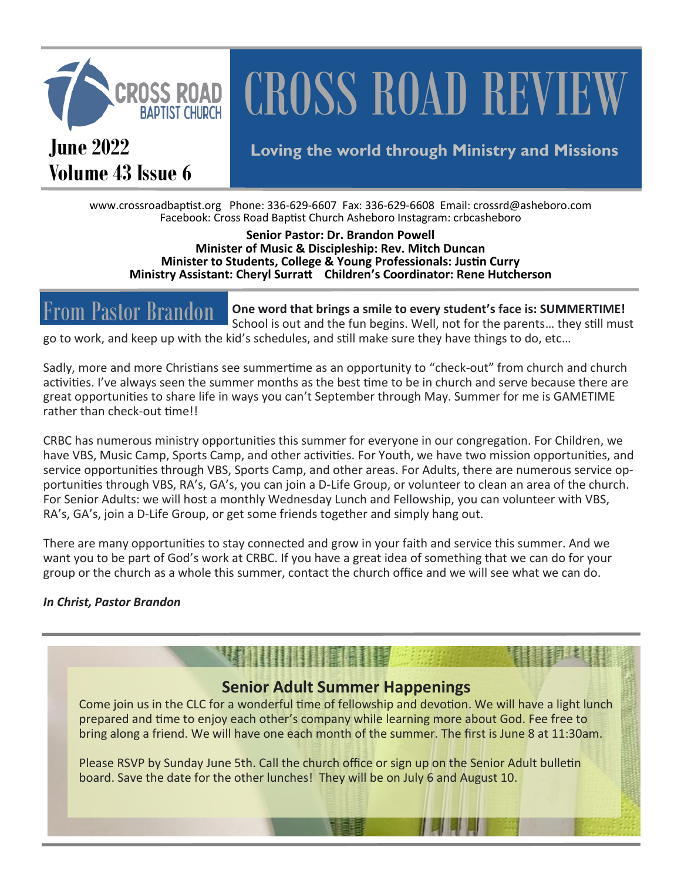# CROSS ROAD REVIEW

CROSS ROAD BAPTIST CHURCH

**June 2022**
**Volume 43 Issue 6**

**Loving the world through Ministry and Missions**

www.crossroadbaptist.org Phone: 336-629-6607 Fax: 336-629-6608 Email: crossrd@asheboro.com
Facebook: Cross Road Baptist Church Asheboro Instagram: crbcasheboro

**Senior Pastor: Dr. Brandon Powell**
**Minister of Music & Discipleship: Rev. Mitch Duncan**
**Minister to Students, College & Young Professionals: Justin Curry**
**Ministry Assistant: Cheryl Surratt Children's Coordinator: Rene Hutcherson**

## From Pastor Brandon

**One word that brings a smile to every student's face is: SUMMERTIME!** School is out and the fun begins. Well, not for the parents… they still must go to work, and keep up with the kid's schedules, and still make sure they have things to do, etc…

Sadly, more and more Christians see summertime as an opportunity to "check-out" from church and church activities. I've always seen the summer months as the best time to be in church and serve because there are great opportunities to share life in ways you can't September through May. Summer for me is GAMETIME rather than check-out time!!

CRBC has numerous ministry opportunities this summer for everyone in our congregation. For Children, we have VBS, Music Camp, Sports Camp, and other activities. For Youth, we have two mission opportunities, and service opportunities through VBS, Sports Camp, and other areas. For Adults, there are numerous service opportunities through VBS, RA's, GA's, you can join a D-Life Group, or volunteer to clean an area of the church. For Senior Adults: we will host a monthly Wednesday Lunch and Fellowship, you can volunteer with VBS, RA's, GA's, join a D-Life Group, or get some friends together and simply hang out.

There are many opportunities to stay connected and grow in your faith and service this summer. And we want you to be part of God's work at CRBC. If you have a great idea of something that we can do for your group or the church as a whole this summer, contact the church office and we will see what we can do.

***In Christ, Pastor Brandon***

## Senior Adult Summer Happenings

Come join us in the CLC for a wonderful time of fellowship and devotion. We will have a light lunch prepared and time to enjoy each other's company while learning more about God. Fee free to bring along a friend. We will have one each month of the summer. The first is June 8 at 11:30am.

Please RSVP by Sunday June 5th. Call the church office or sign up on the Senior Adult bulletin board. Save the date for the other lunches! They will be on July 6 and August 10.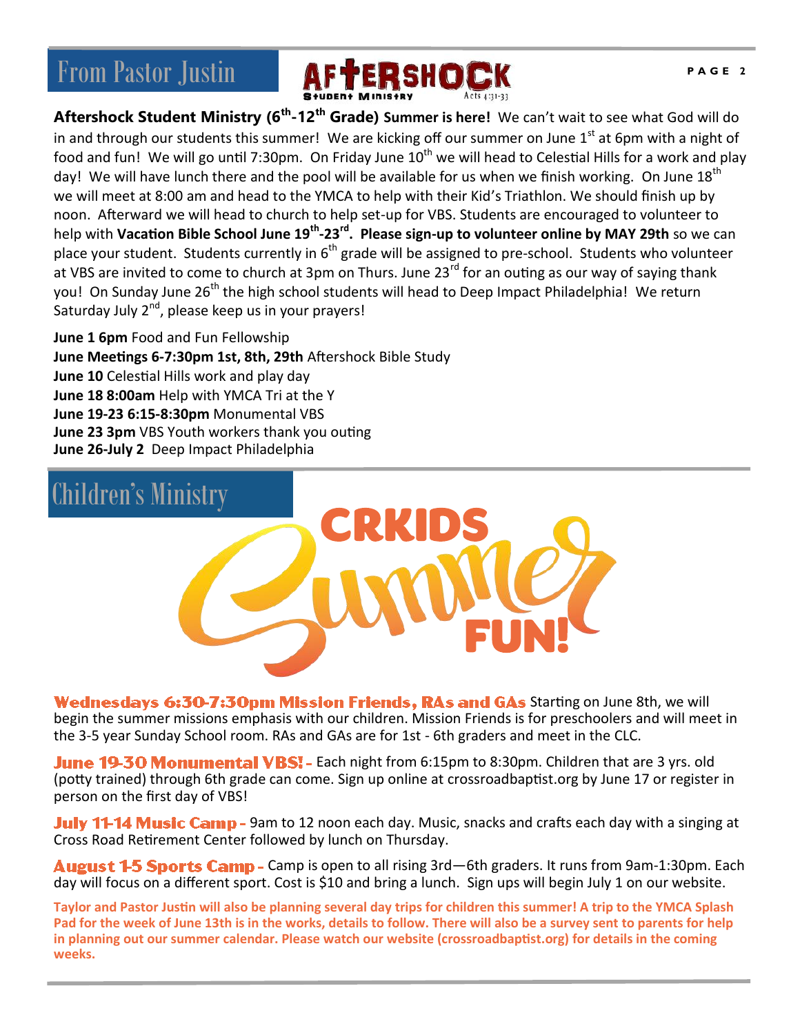## From Pastor Justin

**AFTERSHOCK** Student Ministry Acts 4:31-33

**Aftershock Student Ministry (6th-12th Grade) Summer is here!** We can't wait to see what God will do in and through our students this summer! We are kicking off our summer on June 1st at 6pm with a night of food and fun! We will go until 7:30pm. On Friday June 10th we will head to Celestial Hills for a work and play day! We will have lunch there and the pool will be available for us when we finish working. On June 18th we will meet at 8:00 am and head to the YMCA to help with their Kid's Triathlon. We should finish up by noon. Afterward we will head to church to help set-up for VBS. Students are encouraged to volunteer to help with **Vacation Bible School June 19th-23rd. Please sign-up to volunteer online by MAY 29th** so we can place your student. Students currently in 6th grade will be assigned to pre-school. Students who volunteer at VBS are invited to come to church at 3pm on Thurs. June 23rd for an outing as our way of saying thank you! On Sunday June 26th the high school students will head to Deep Impact Philadelphia! We return Saturday July 2nd, please keep us in your prayers!

**June 1 6pm** Food and Fun Fellowship
**June Meetings 6-7:30pm 1st, 8th, 29th** Aftershock Bible Study
**June 10** Celestial Hills work and play day
**June 18 8:00am** Help with YMCA Tri at the Y
**June 19-23 6:15-8:30pm** Monumental VBS
**June 23 3pm** VBS Youth workers thank you outing
**June 26-July 2** Deep Impact Philadelphia

## Children's Ministry

**CRKIDS Summer FUN!**

**Wednesdays 6:30-7:30pm Mission Friends, RAs and GAs** Starting on June 8th, we will begin the summer missions emphasis with our children. Mission Friends is for preschoolers and will meet in the 3-5 year Sunday School room. RAs and GAs are for 1st - 6th graders and meet in the CLC.

**June 19-30 Monumental VBS! -** Each night from 6:15pm to 8:30pm. Children that are 3 yrs. old (potty trained) through 6th grade can come. Sign up online at crossroadbaptist.org by June 17 or register in person on the first day of VBS!

**July 11-14 Music Camp -** 9am to 12 noon each day. Music, snacks and crafts each day with a singing at Cross Road Retirement Center followed by lunch on Thursday.

**August 1-5 Sports Camp -** Camp is open to all rising 3rd—6th graders. It runs from 9am-1:30pm. Each day will focus on a different sport. Cost is $10 and bring a lunch. Sign ups will begin July 1 on our website.

**Taylor and Pastor Justin will also be planning several day trips for children this summer! A trip to the YMCA Splash Pad for the week of June 13th is in the works, details to follow. There will also be a survey sent to parents for help in planning out our summer calendar. Please watch our website (crossroadbaptist.org) for details in the coming weeks.**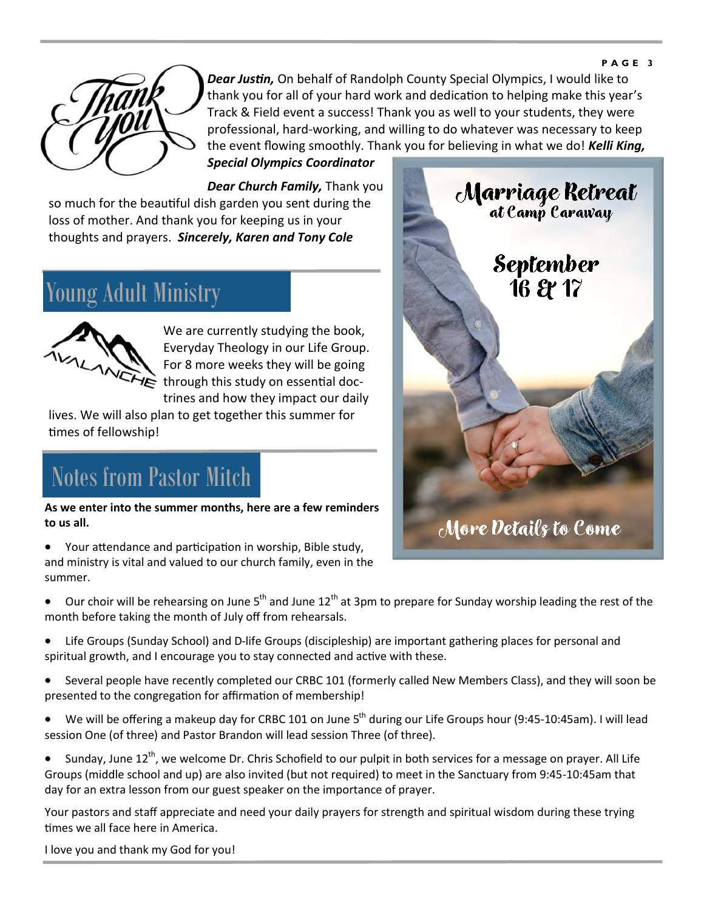***Dear Justin,*** On behalf of Randolph County Special Olympics, I would like to thank you for all of your hard work and dedication to helping make this year's Track & Field event a success! Thank you as well to your students, they were professional, hard-working, and willing to do whatever was necessary to keep the event flowing smoothly. Thank you for believing in what we do! ***Kelli King, Special Olympics Coordinator***

***Dear Church Family,*** Thank you so much for the beautiful dish garden you sent during the loss of mother. And thank you for keeping us in your thoughts and prayers. ***Sincerely, Karen and Tony Cole***

## Young Adult Ministry

We are currently studying the book, Everyday Theology in our Life Group. For 8 more weeks they will be going through this study on essential doctrines and how they impact our daily lives. We will also plan to get together this summer for times of fellowship!

## Notes from Pastor Mitch

**As we enter into the summer months, here are a few reminders to us all.**

- Your attendance and participation in worship, Bible study, and ministry is vital and valued to our church family, even in the summer.
- Our choir will be rehearsing on June 5th and June 12th at 3pm to prepare for Sunday worship leading the rest of the month before taking the month of July off from rehearsals.
- Life Groups (Sunday School) and D-life Groups (discipleship) are important gathering places for personal and spiritual growth, and I encourage you to stay connected and active with these.
- Several people have recently completed our CRBC 101 (formerly called New Members Class), and they will soon be presented to the congregation for affirmation of membership!
- We will be offering a makeup day for CRBC 101 on June 5th during our Life Groups hour (9:45-10:45am). I will lead session One (of three) and Pastor Brandon will lead session Three (of three).
- Sunday, June 12th, we welcome Dr. Chris Schofield to our pulpit in both services for a message on prayer. All Life Groups (middle school and up) are also invited (but not required) to meet in the Sanctuary from 9:45-10:45am that day for an extra lesson from our guest speaker on the importance of prayer.

Your pastors and staff appreciate and need your daily prayers for strength and spiritual wisdom during these trying times we all face here in America.

I love you and thank my God for you!

**Marriage Retreat**
**at Camp Caraway**

**September 16 & 17**

**More Details to Come**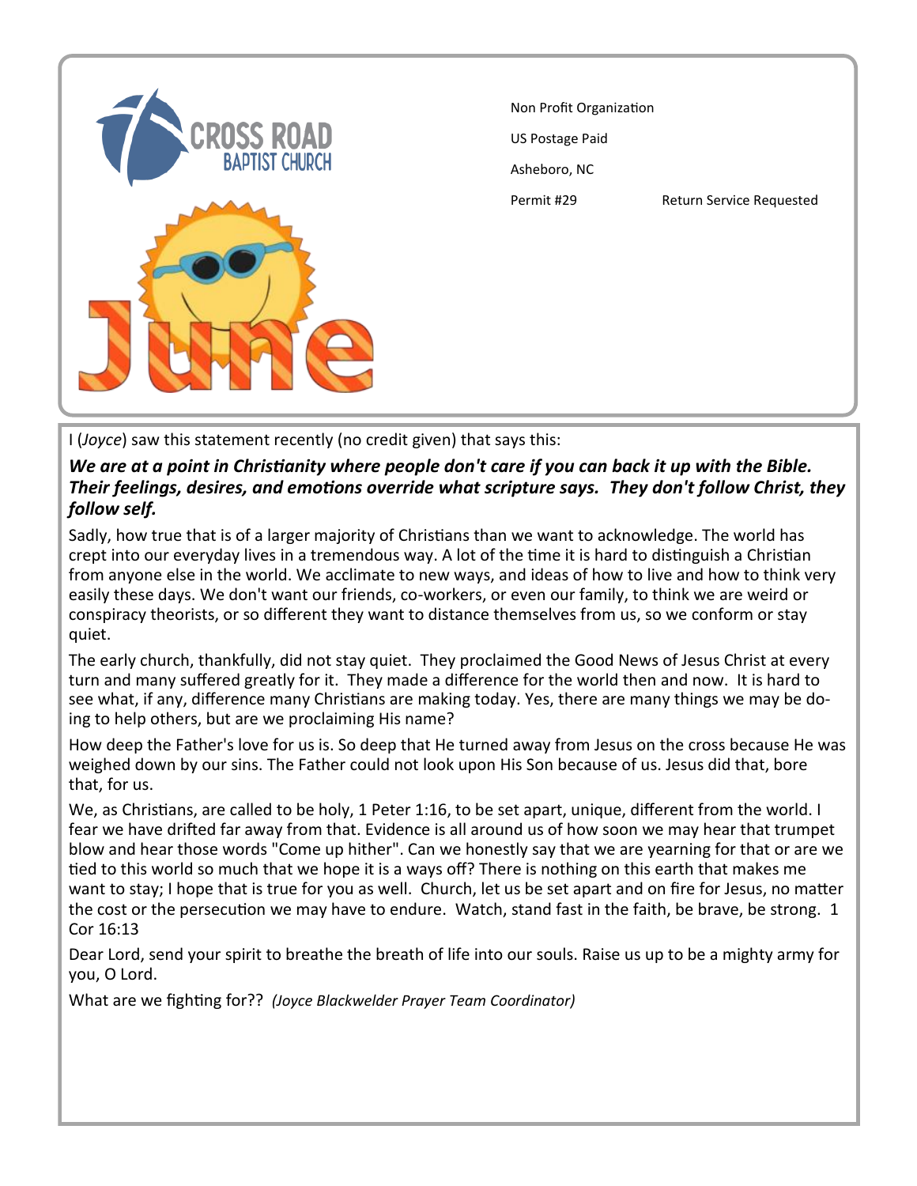CROSS ROAD BAPTIST CHURCH

June

Non Profit Organization

US Postage Paid

Asheboro, NC

Permit #29

Return Service Requested

I (*Joyce*) saw this statement recently (no credit given) that says this:

***We are at a point in Christianity where people don't care if you can back it up with the Bible. Their feelings, desires, and emotions override what scripture says. They don't follow Christ, they follow self.***

Sadly, how true that is of a larger majority of Christians than we want to acknowledge. The world has crept into our everyday lives in a tremendous way. A lot of the time it is hard to distinguish a Christian from anyone else in the world. We acclimate to new ways, and ideas of how to live and how to think very easily these days. We don't want our friends, co-workers, or even our family, to think we are weird or conspiracy theorists, or so different they want to distance themselves from us, so we conform or stay quiet.

The early church, thankfully, did not stay quiet. They proclaimed the Good News of Jesus Christ at every turn and many suffered greatly for it. They made a difference for the world then and now. It is hard to see what, if any, difference many Christians are making today. Yes, there are many things we may be doing to help others, but are we proclaiming His name?

How deep the Father's love for us is. So deep that He turned away from Jesus on the cross because He was weighed down by our sins. The Father could not look upon His Son because of us. Jesus did that, bore that, for us.

We, as Christians, are called to be holy, 1 Peter 1:16, to be set apart, unique, different from the world. I fear we have drifted far away from that. Evidence is all around us of how soon we may hear that trumpet blow and hear those words "Come up hither". Can we honestly say that we are yearning for that or are we tied to this world so much that we hope it is a ways off? There is nothing on this earth that makes me want to stay; I hope that is true for you as well. Church, let us be set apart and on fire for Jesus, no matter the cost or the persecution we may have to endure. Watch, stand fast in the faith, be brave, be strong. 1 Cor 16:13

Dear Lord, send your spirit to breathe the breath of life into our souls. Raise us up to be a mighty army for you, O Lord.

What are we fighting for?? *(Joyce Blackwelder Prayer Team Coordinator)*